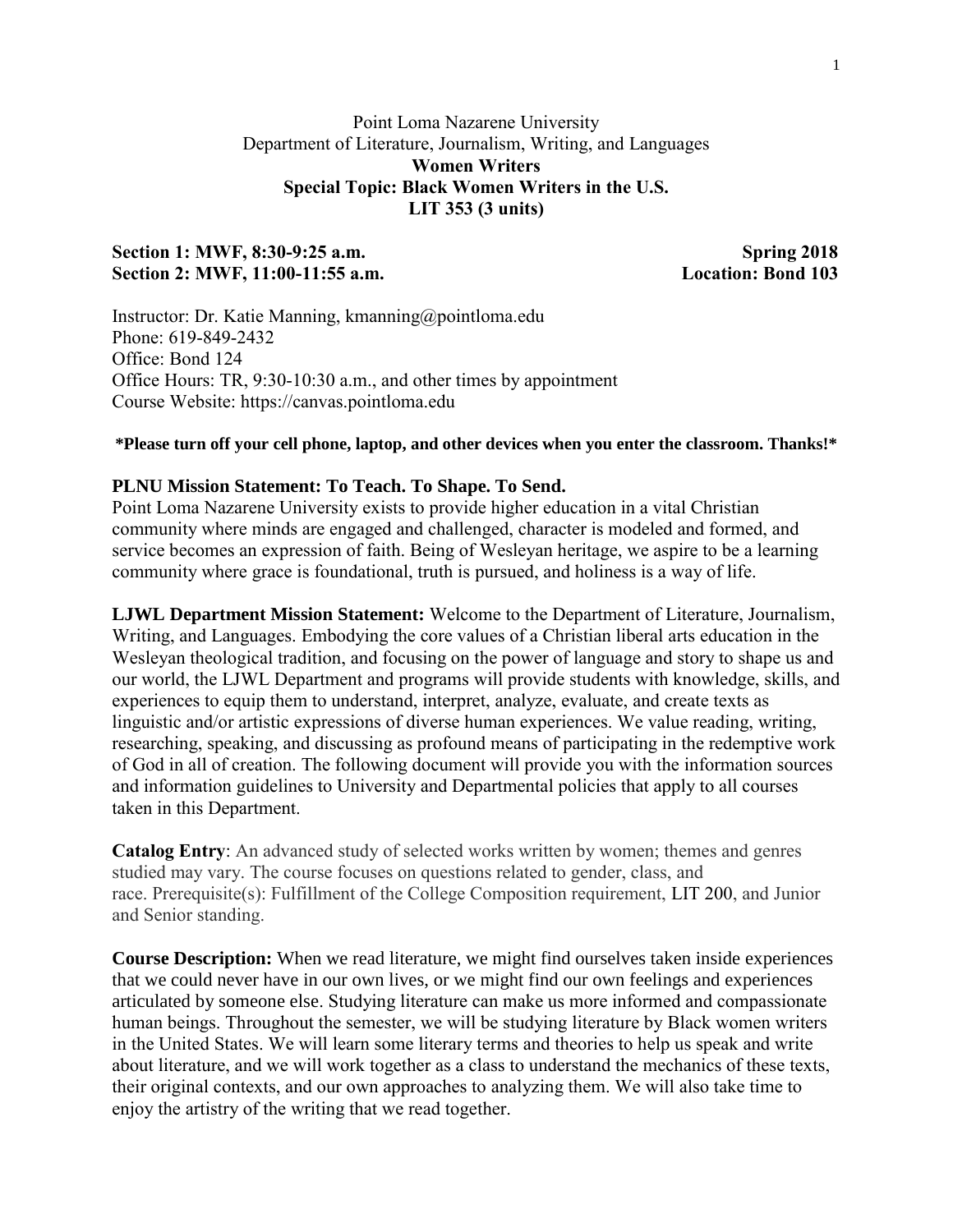Point Loma Nazarene University
Department of Literature, Journalism, Writing, and Languages

# Women Writers
## Special Topic: Black Women Writers in the U.S.
## LIT 353 (3 units)

**Section 1: MWF, 8:30-9:25 a.m.** **Spring 2018**
**Section 2: MWF, 11:00-11:55 a.m.** **Location: Bond 103**

Instructor: Dr. Katie Manning, kmanning@pointloma.edu
Phone: 619-849-2432
Office: Bond 124
Office Hours: TR, 9:30-10:30 a.m., and other times by appointment
Course Website: https://canvas.pointloma.edu

**\*Please turn off your cell phone, laptop, and other devices when you enter the classroom. Thanks!\***

**PLNU Mission Statement: To Teach. To Shape. To Send.**
Point Loma Nazarene University exists to provide higher education in a vital Christian community where minds are engaged and challenged, character is modeled and formed, and service becomes an expression of faith. Being of Wesleyan heritage, we aspire to be a learning community where grace is foundational, truth is pursued, and holiness is a way of life.

**LJWL Department Mission Statement:** Welcome to the Department of Literature, Journalism, Writing, and Languages. Embodying the core values of a Christian liberal arts education in the Wesleyan theological tradition, and focusing on the power of language and story to shape us and our world, the LJWL Department and programs will provide students with knowledge, skills, and experiences to equip them to understand, interpret, analyze, evaluate, and create texts as linguistic and/or artistic expressions of diverse human experiences. We value reading, writing, researching, speaking, and discussing as profound means of participating in the redemptive work of God in all of creation. The following document will provide you with the information sources and information guidelines to University and Departmental policies that apply to all courses taken in this Department.

**Catalog Entry**: An advanced study of selected works written by women; themes and genres studied may vary. The course focuses on questions related to gender, class, and race. Prerequisite(s): Fulfillment of the College Composition requirement, LIT 200, and Junior and Senior standing.

**Course Description:** When we read literature, we might find ourselves taken inside experiences that we could never have in our own lives, or we might find our own feelings and experiences articulated by someone else. Studying literature can make us more informed and compassionate human beings. Throughout the semester, we will be studying literature by Black women writers in the United States. We will learn some literary terms and theories to help us speak and write about literature, and we will work together as a class to understand the mechanics of these texts, their original contexts, and our own approaches to analyzing them. We will also take time to enjoy the artistry of the writing that we read together.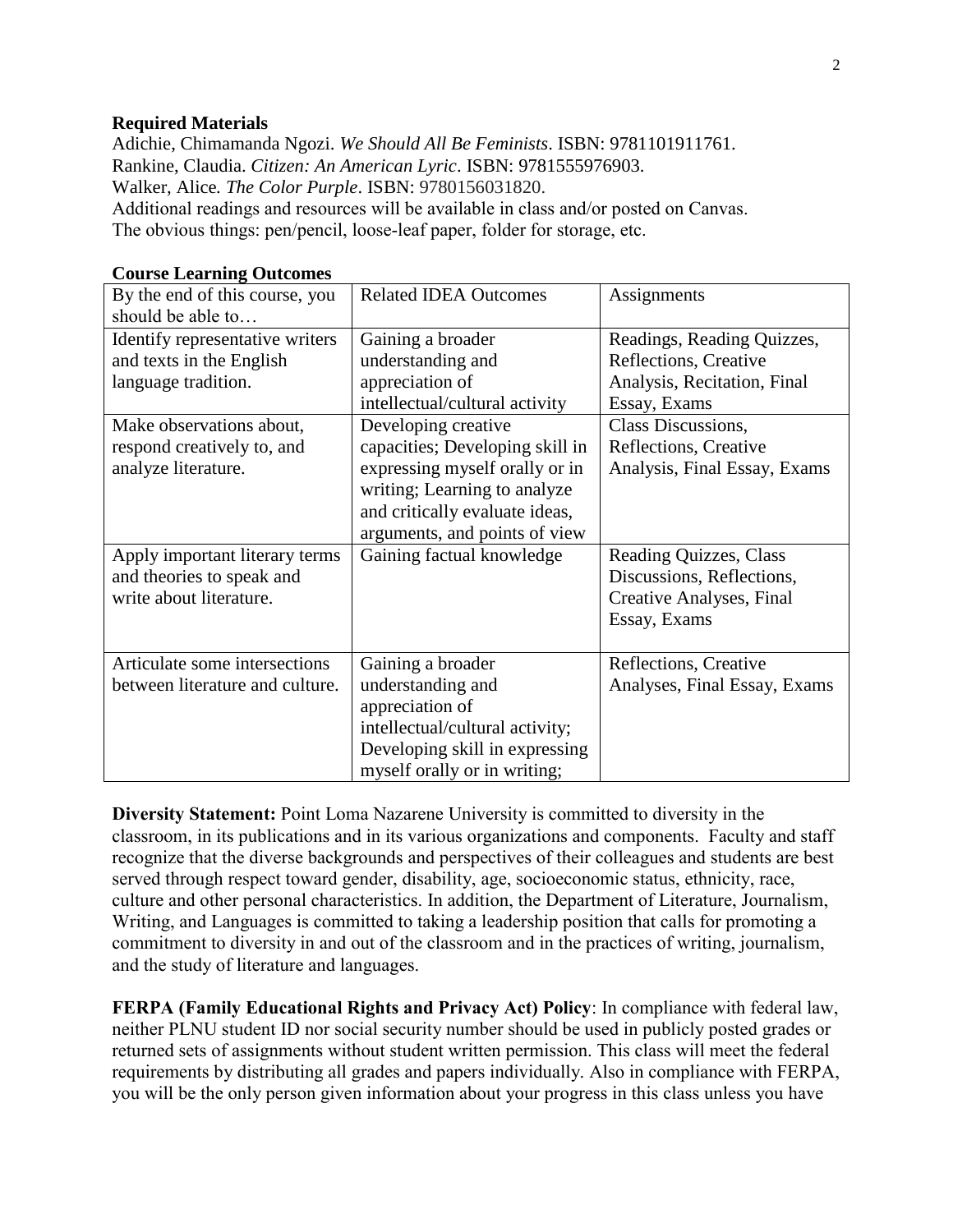**Required Materials**

Adichie, Chimamanda Ngozi. *We Should All Be Feminists*. ISBN: 9781101911761.
Rankine, Claudia. *Citizen: An American Lyric*. ISBN: 9781555976903.
Walker, Alice. *The Color Purple*. ISBN: 9780156031820.
Additional readings and resources will be available in class and/or posted on Canvas.
The obvious things: pen/pencil, loose-leaf paper, folder for storage, etc.

**Course Learning Outcomes**

| By the end of this course, you should be able to… | Related IDEA Outcomes | Assignments |
|---|---|---|
| Identify representative writers and texts in the English language tradition. | Gaining a broader understanding and appreciation of intellectual/cultural activity | Readings, Reading Quizzes, Reflections, Creative Analysis, Recitation, Final Essay, Exams |
| Make observations about, respond creatively to, and analyze literature. | Developing creative capacities; Developing skill in expressing myself orally or in writing; Learning to analyze and critically evaluate ideas, arguments, and points of view | Class Discussions, Reflections, Creative Analysis, Final Essay, Exams |
| Apply important literary terms and theories to speak and write about literature. | Gaining factual knowledge | Reading Quizzes, Class Discussions, Reflections, Creative Analyses, Final Essay, Exams |
| Articulate some intersections between literature and culture. | Gaining a broader understanding and appreciation of intellectual/cultural activity; Developing skill in expressing myself orally or in writing; | Reflections, Creative Analyses, Final Essay, Exams |

**Diversity Statement:** Point Loma Nazarene University is committed to diversity in the classroom, in its publications and in its various organizations and components. Faculty and staff recognize that the diverse backgrounds and perspectives of their colleagues and students are best served through respect toward gender, disability, age, socioeconomic status, ethnicity, race, culture and other personal characteristics. In addition, the Department of Literature, Journalism, Writing, and Languages is committed to taking a leadership position that calls for promoting a commitment to diversity in and out of the classroom and in the practices of writing, journalism, and the study of literature and languages.

**FERPA (Family Educational Rights and Privacy Act) Policy**: In compliance with federal law, neither PLNU student ID nor social security number should be used in publicly posted grades or returned sets of assignments without student written permission. This class will meet the federal requirements by distributing all grades and papers individually. Also in compliance with FERPA, you will be the only person given information about your progress in this class unless you have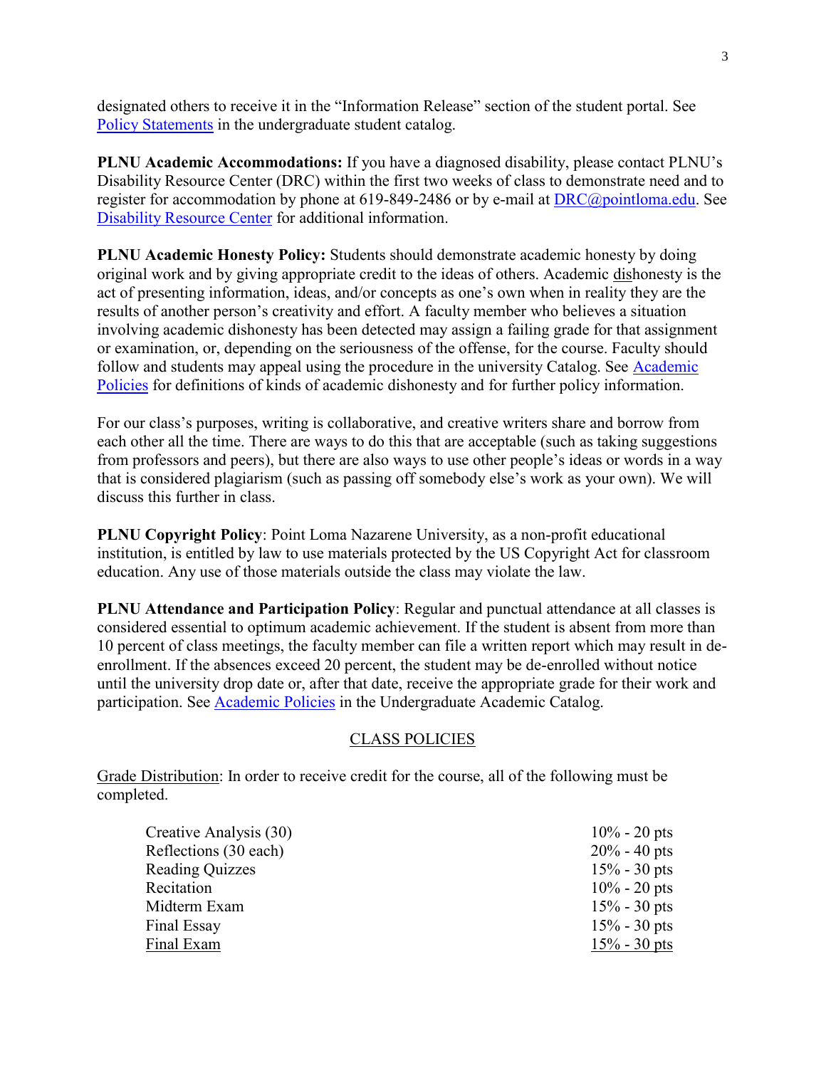designated others to receive it in the "Information Release" section of the student portal. See Policy Statements in the undergraduate student catalog.

**PLNU Academic Accommodations:** If you have a diagnosed disability, please contact PLNU's Disability Resource Center (DRC) within the first two weeks of class to demonstrate need and to register for accommodation by phone at 619-849-2486 or by e-mail at DRC@pointloma.edu. See Disability Resource Center for additional information.

**PLNU Academic Honesty Policy:** Students should demonstrate academic honesty by doing original work and by giving appropriate credit to the ideas of others. Academic dishonesty is the act of presenting information, ideas, and/or concepts as one's own when in reality they are the results of another person's creativity and effort. A faculty member who believes a situation involving academic dishonesty has been detected may assign a failing grade for that assignment or examination, or, depending on the seriousness of the offense, for the course. Faculty should follow and students may appeal using the procedure in the university Catalog. See Academic Policies for definitions of kinds of academic dishonesty and for further policy information.

For our class's purposes, writing is collaborative, and creative writers share and borrow from each other all the time. There are ways to do this that are acceptable (such as taking suggestions from professors and peers), but there are also ways to use other people's ideas or words in a way that is considered plagiarism (such as passing off somebody else's work as your own). We will discuss this further in class.

**PLNU Copyright Policy**: Point Loma Nazarene University, as a non-profit educational institution, is entitled by law to use materials protected by the US Copyright Act for classroom education. Any use of those materials outside the class may violate the law.

**PLNU Attendance and Participation Policy**: Regular and punctual attendance at all classes is considered essential to optimum academic achievement. If the student is absent from more than 10 percent of class meetings, the faculty member can file a written report which may result in de-enrollment. If the absences exceed 20 percent, the student may be de-enrolled without notice until the university drop date or, after that date, receive the appropriate grade for their work and participation. See Academic Policies in the Undergraduate Academic Catalog.

## CLASS POLICIES

Grade Distribution: In order to receive credit for the course, all of the following must be completed.

| | |
|---|---|
| Creative Analysis (30) | 10% - 20 pts |
| Reflections (30 each) | 20% - 40 pts |
| Reading Quizzes | 15% - 30 pts |
| Recitation | 10% - 20 pts |
| Midterm Exam | 15% - 30 pts |
| Final Essay | 15% - 30 pts |
| Final Exam | 15% - 30 pts |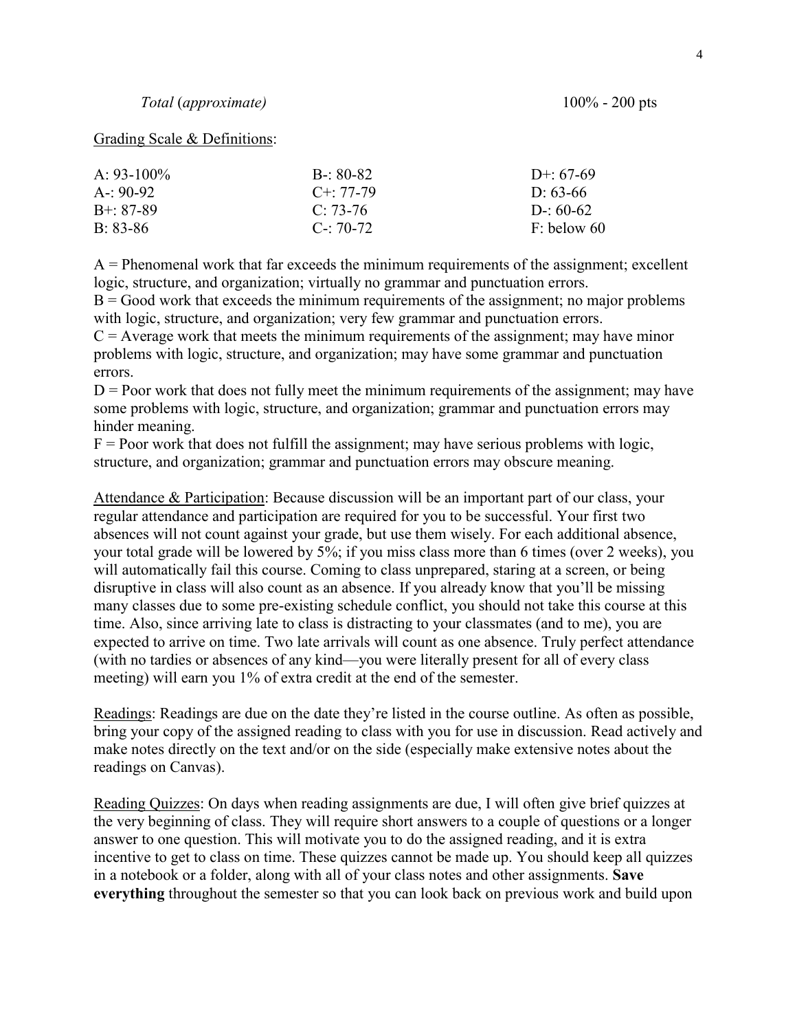*Total* (*approximate)* 100% - 200 pts

Grading Scale & Definitions:

| | | |
|---|---|---|
| A: 93-100% | B-: 80-82 | D+: 67-69 |
| A-: 90-92 | C+: 77-79 | D: 63-66 |
| B+: 87-89 | C: 73-76 | D-: 60-62 |
| B: 83-86 | C-: 70-72 | F: below 60 |

A = Phenomenal work that far exceeds the minimum requirements of the assignment; excellent logic, structure, and organization; virtually no grammar and punctuation errors.
B = Good work that exceeds the minimum requirements of the assignment; no major problems with logic, structure, and organization; very few grammar and punctuation errors.
C = Average work that meets the minimum requirements of the assignment; may have minor problems with logic, structure, and organization; may have some grammar and punctuation errors.
D = Poor work that does not fully meet the minimum requirements of the assignment; may have some problems with logic, structure, and organization; grammar and punctuation errors may hinder meaning.
F = Poor work that does not fulfill the assignment; may have serious problems with logic, structure, and organization; grammar and punctuation errors may obscure meaning.

Attendance & Participation: Because discussion will be an important part of our class, your regular attendance and participation are required for you to be successful. Your first two absences will not count against your grade, but use them wisely. For each additional absence, your total grade will be lowered by 5%; if you miss class more than 6 times (over 2 weeks), you will automatically fail this course. Coming to class unprepared, staring at a screen, or being disruptive in class will also count as an absence. If you already know that you'll be missing many classes due to some pre-existing schedule conflict, you should not take this course at this time. Also, since arriving late to class is distracting to your classmates (and to me), you are expected to arrive on time. Two late arrivals will count as one absence. Truly perfect attendance (with no tardies or absences of any kind—you were literally present for all of every class meeting) will earn you 1% of extra credit at the end of the semester.

Readings: Readings are due on the date they're listed in the course outline. As often as possible, bring your copy of the assigned reading to class with you for use in discussion. Read actively and make notes directly on the text and/or on the side (especially make extensive notes about the readings on Canvas).

Reading Quizzes: On days when reading assignments are due, I will often give brief quizzes at the very beginning of class. They will require short answers to a couple of questions or a longer answer to one question. This will motivate you to do the assigned reading, and it is extra incentive to get to class on time. These quizzes cannot be made up. You should keep all quizzes in a notebook or a folder, along with all of your class notes and other assignments. **Save everything** throughout the semester so that you can look back on previous work and build upon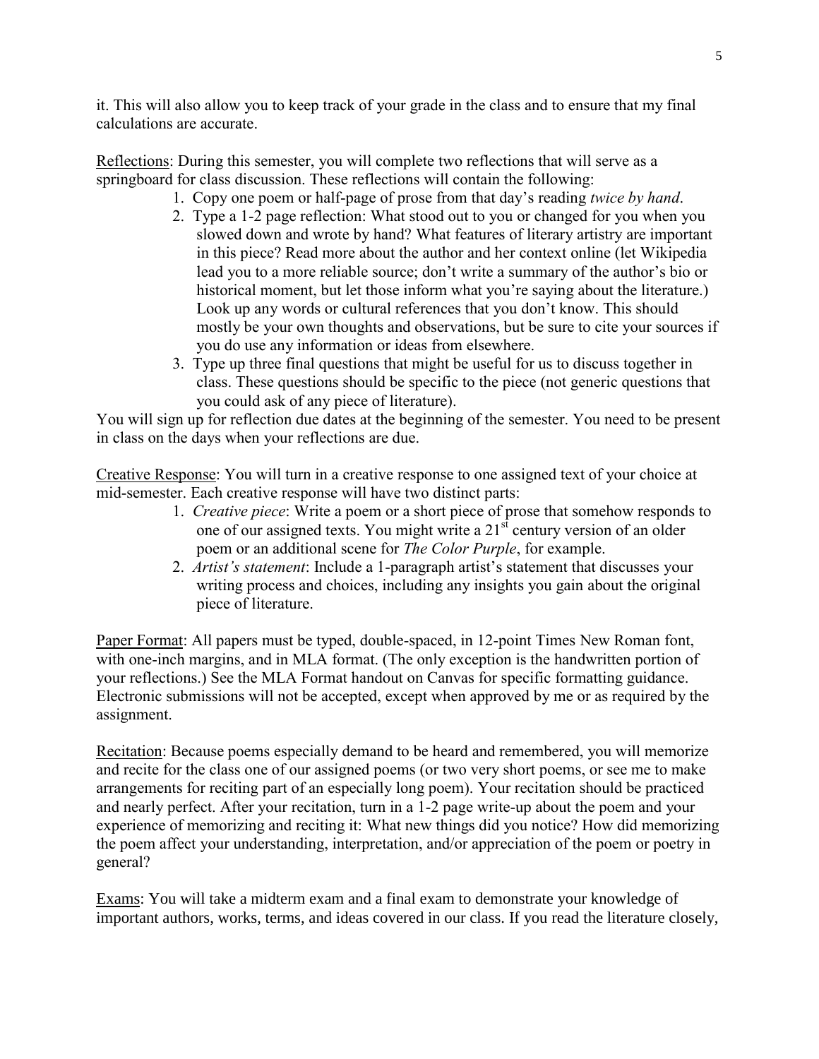it. This will also allow you to keep track of your grade in the class and to ensure that my final calculations are accurate.

<u>Reflections</u>: During this semester, you will complete two reflections that will serve as a springboard for class discussion. These reflections will contain the following:

1. Copy one poem or half-page of prose from that day's reading *twice by hand*.
2. Type a 1-2 page reflection: What stood out to you or changed for you when you slowed down and wrote by hand? What features of literary artistry are important in this piece? Read more about the author and her context online (let Wikipedia lead you to a more reliable source; don't write a summary of the author's bio or historical moment, but let those inform what you're saying about the literature.) Look up any words or cultural references that you don't know. This should mostly be your own thoughts and observations, but be sure to cite your sources if you do use any information or ideas from elsewhere.
3. Type up three final questions that might be useful for us to discuss together in class. These questions should be specific to the piece (not generic questions that you could ask of any piece of literature).

You will sign up for reflection due dates at the beginning of the semester. You need to be present in class on the days when your reflections are due.

<u>Creative Response</u>: You will turn in a creative response to one assigned text of your choice at mid-semester. Each creative response will have two distinct parts:

1. *Creative piece*: Write a poem or a short piece of prose that somehow responds to one of our assigned texts. You might write a 21st century version of an older poem or an additional scene for *The Color Purple*, for example.
2. *Artist's statement*: Include a 1-paragraph artist's statement that discusses your writing process and choices, including any insights you gain about the original piece of literature.

<u>Paper Format</u>: All papers must be typed, double-spaced, in 12-point Times New Roman font, with one-inch margins, and in MLA format. (The only exception is the handwritten portion of your reflections.) See the MLA Format handout on Canvas for specific formatting guidance. Electronic submissions will not be accepted, except when approved by me or as required by the assignment.

<u>Recitation</u>: Because poems especially demand to be heard and remembered, you will memorize and recite for the class one of our assigned poems (or two very short poems, or see me to make arrangements for reciting part of an especially long poem). Your recitation should be practiced and nearly perfect. After your recitation, turn in a 1-2 page write-up about the poem and your experience of memorizing and reciting it: What new things did you notice? How did memorizing the poem affect your understanding, interpretation, and/or appreciation of the poem or poetry in general?

<u>Exams</u>: You will take a midterm exam and a final exam to demonstrate your knowledge of important authors, works, terms, and ideas covered in our class. If you read the literature closely,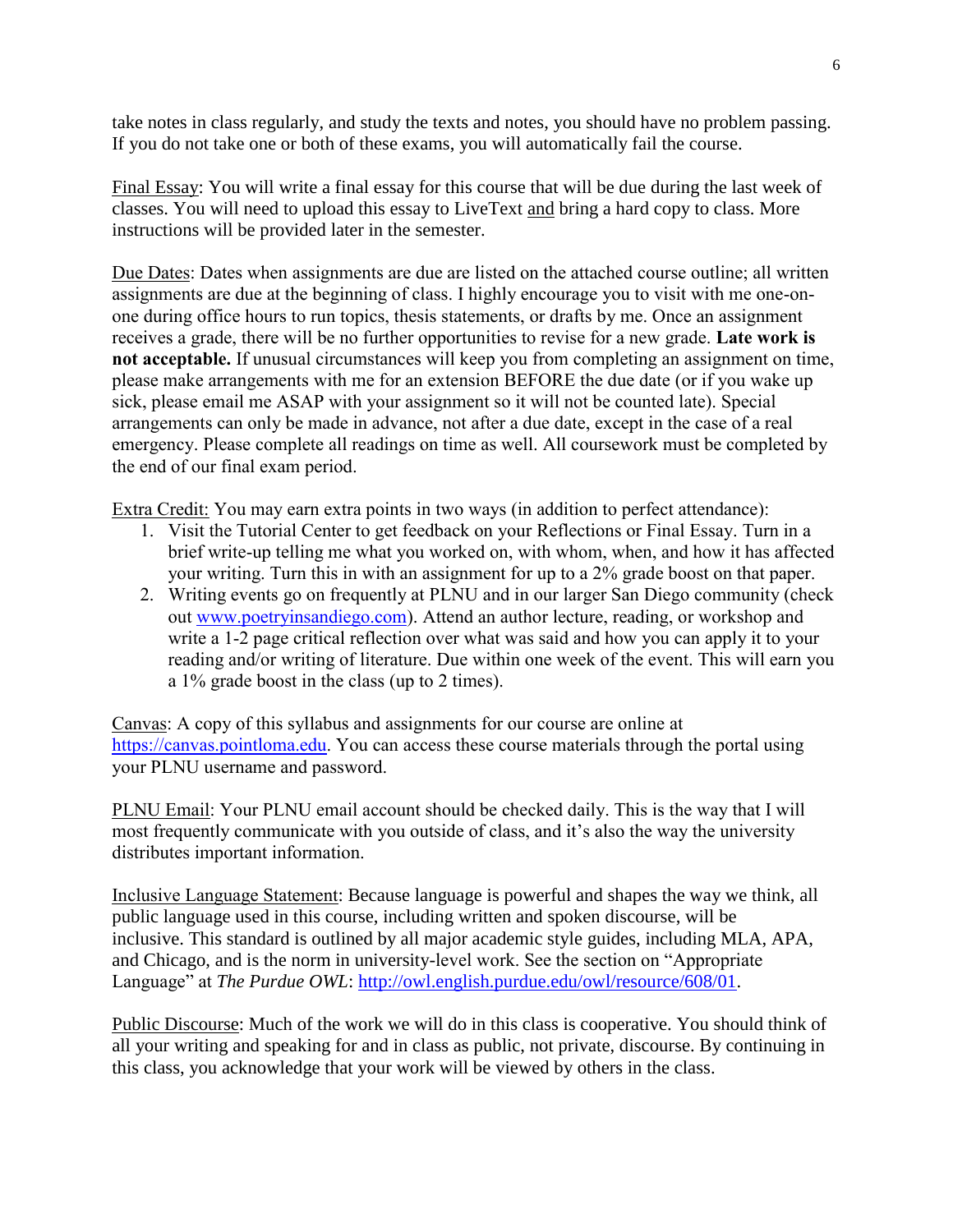take notes in class regularly, and study the texts and notes, you should have no problem passing. If you do not take one or both of these exams, you will automatically fail the course.

Final Essay: You will write a final essay for this course that will be due during the last week of classes. You will need to upload this essay to LiveText and bring a hard copy to class. More instructions will be provided later in the semester.

Due Dates: Dates when assignments are due are listed on the attached course outline; all written assignments are due at the beginning of class. I highly encourage you to visit with me one-on-one during office hours to run topics, thesis statements, or drafts by me. Once an assignment receives a grade, there will be no further opportunities to revise for a new grade. **Late work is not acceptable.** If unusual circumstances will keep you from completing an assignment on time, please make arrangements with me for an extension BEFORE the due date (or if you wake up sick, please email me ASAP with your assignment so it will not be counted late). Special arrangements can only be made in advance, not after a due date, except in the case of a real emergency. Please complete all readings on time as well. All coursework must be completed by the end of our final exam period.

Extra Credit: You may earn extra points in two ways (in addition to perfect attendance):

1. Visit the Tutorial Center to get feedback on your Reflections or Final Essay. Turn in a brief write-up telling me what you worked on, with whom, when, and how it has affected your writing. Turn this in with an assignment for up to a 2% grade boost on that paper.
2. Writing events go on frequently at PLNU and in our larger San Diego community (check out www.poetryinsandiego.com). Attend an author lecture, reading, or workshop and write a 1-2 page critical reflection over what was said and how you can apply it to your reading and/or writing of literature. Due within one week of the event. This will earn you a 1% grade boost in the class (up to 2 times).

Canvas: A copy of this syllabus and assignments for our course are online at https://canvas.pointloma.edu. You can access these course materials through the portal using your PLNU username and password.

PLNU Email: Your PLNU email account should be checked daily. This is the way that I will most frequently communicate with you outside of class, and it's also the way the university distributes important information.

Inclusive Language Statement: Because language is powerful and shapes the way we think, all public language used in this course, including written and spoken discourse, will be inclusive. This standard is outlined by all major academic style guides, including MLA, APA, and Chicago, and is the norm in university-level work. See the section on "Appropriate Language" at *The Purdue OWL*: http://owl.english.purdue.edu/owl/resource/608/01.

Public Discourse: Much of the work we will do in this class is cooperative. You should think of all your writing and speaking for and in class as public, not private, discourse. By continuing in this class, you acknowledge that your work will be viewed by others in the class.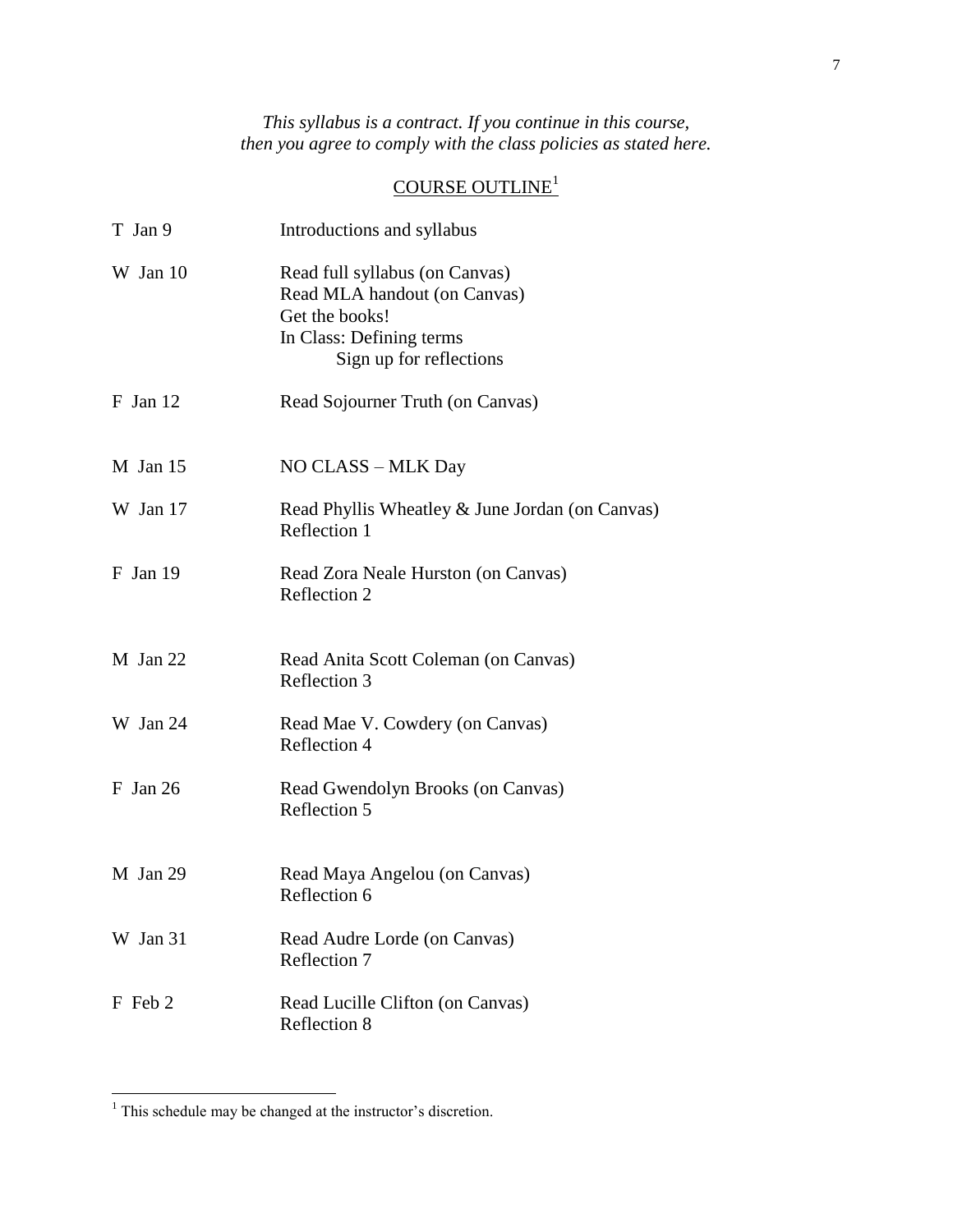*This syllabus is a contract. If you continue in this course, then you agree to comply with the class policies as stated here.*

## COURSE OUTLINE[1]

| Date | Assignment |
| --- | --- |
| T Jan 9 | Introductions and syllabus |
| W Jan 10 | Read full syllabus (on Canvas)<br>Read MLA handout (on Canvas)<br>Get the books!<br>In Class: Defining terms<br>Sign up for reflections |
| F Jan 12 | Read Sojourner Truth (on Canvas) |
| M Jan 15 | NO CLASS – MLK Day |
| W Jan 17 | Read Phyllis Wheatley & June Jordan (on Canvas)<br>Reflection 1 |
| F Jan 19 | Read Zora Neale Hurston (on Canvas)<br>Reflection 2 |
| M Jan 22 | Read Anita Scott Coleman (on Canvas)<br>Reflection 3 |
| W Jan 24 | Read Mae V. Cowdery (on Canvas)<br>Reflection 4 |
| F Jan 26 | Read Gwendolyn Brooks (on Canvas)<br>Reflection 5 |
| M Jan 29 | Read Maya Angelou (on Canvas)<br>Reflection 6 |
| W Jan 31 | Read Audre Lorde (on Canvas)<br>Reflection 7 |
| F Feb 2 | Read Lucille Clifton (on Canvas)<br>Reflection 8 |

[1] This schedule may be changed at the instructor's discretion.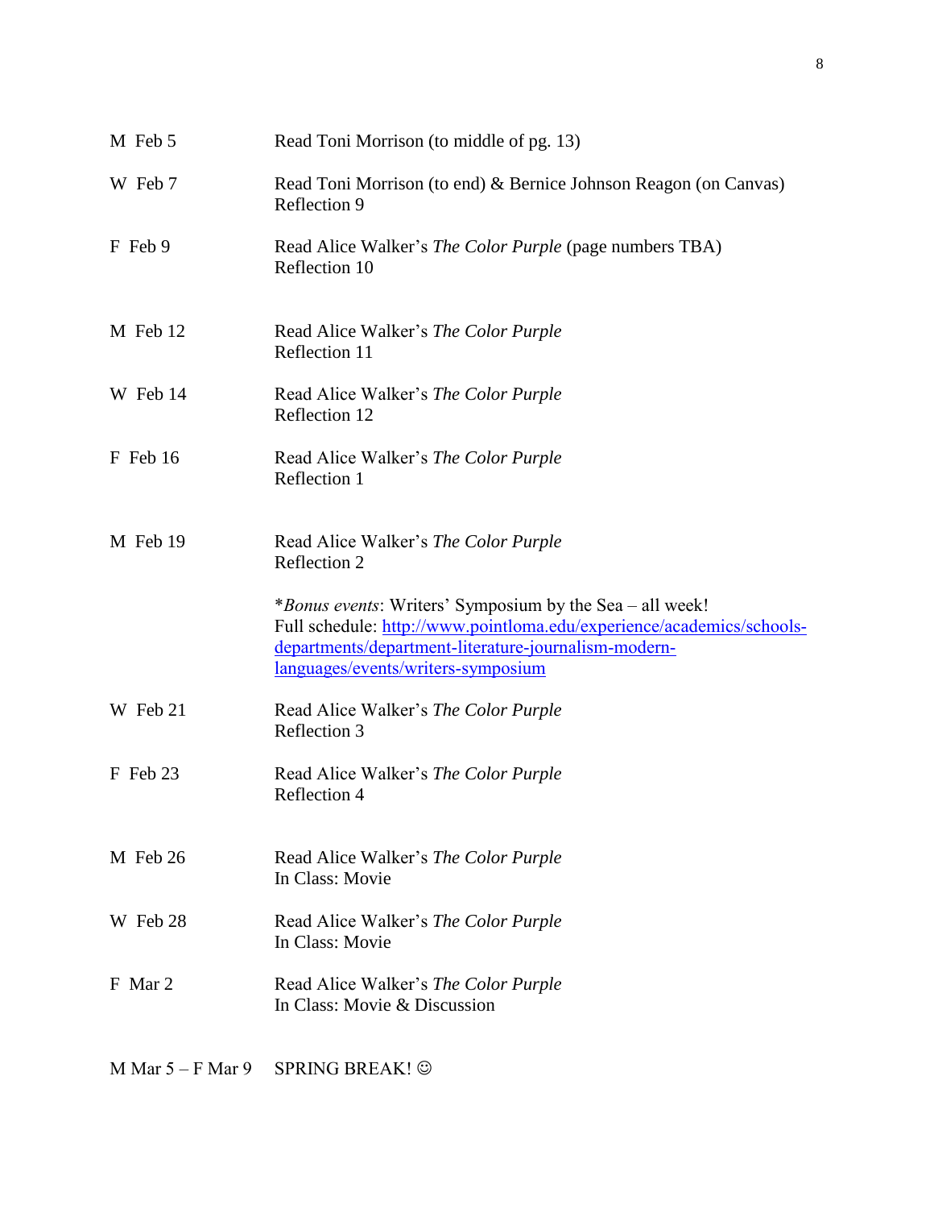| | |
|---|---|
| M Feb 5 | Read Toni Morrison (to middle of pg. 13) |
| W Feb 7 | Read Toni Morrison (to end) & Bernice Johnson Reagon (on Canvas)<br>Reflection 9 |
| F Feb 9 | Read Alice Walker's *The Color Purple* (page numbers TBA)<br>Reflection 10 |
| M Feb 12 | Read Alice Walker's *The Color Purple*<br>Reflection 11 |
| W Feb 14 | Read Alice Walker's *The Color Purple*<br>Reflection 12 |
| F Feb 16 | Read Alice Walker's *The Color Purple*<br>Reflection 1 |
| M Feb 19 | Read Alice Walker's *The Color Purple*<br>Reflection 2<br><br>**Bonus events*: Writers' Symposium by the Sea – all week!<br>Full schedule: [http://www.pointloma.edu/experience/academics/schools-departments/department-literature-journalism-modern-languages/events/writers-symposium](http://www.pointloma.edu/experience/academics/schools-departments/department-literature-journalism-modern-languages/events/writers-symposium) |
| W Feb 21 | Read Alice Walker's *The Color Purple*<br>Reflection 3 |
| F Feb 23 | Read Alice Walker's *The Color Purple*<br>Reflection 4 |
| M Feb 26 | Read Alice Walker's *The Color Purple*<br>In Class: Movie |
| W Feb 28 | Read Alice Walker's *The Color Purple*<br>In Class: Movie |
| F Mar 2 | Read Alice Walker's *The Color Purple*<br>In Class: Movie & Discussion |
| M Mar 5 – F Mar 9 | SPRING BREAK! ☺ |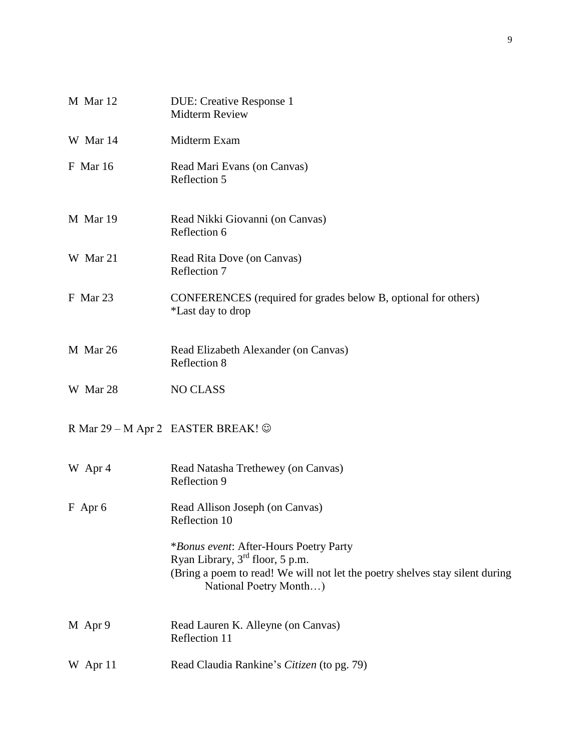| | |
|---|---|
| M Mar 12 | DUE: Creative Response 1<br>Midterm Review |
| W Mar 14 | Midterm Exam |
| F Mar 16 | Read Mari Evans (on Canvas)<br>Reflection 5 |
| M Mar 19 | Read Nikki Giovanni (on Canvas)<br>Reflection 6 |
| W Mar 21 | Read Rita Dove (on Canvas)<br>Reflection 7 |
| F Mar 23 | CONFERENCES (required for grades below B, optional for others)<br>*Last day to drop |
| M Mar 26 | Read Elizabeth Alexander (on Canvas)<br>Reflection 8 |
| W Mar 28 | NO CLASS |
| R Mar 29 – M Apr 2 | EASTER BREAK! ☺ |
| W Apr 4 | Read Natasha Trethewey (on Canvas)<br>Reflection 9 |
| F Apr 6 | Read Allison Joseph (on Canvas)<br>Reflection 10<br><br>**Bonus event*: After-Hours Poetry Party<br>Ryan Library, 3rd floor, 5 p.m.<br>(Bring a poem to read! We will not let the poetry shelves stay silent during National Poetry Month…) |
| M Apr 9 | Read Lauren K. Alleyne (on Canvas)<br>Reflection 11 |
| W Apr 11 | Read Claudia Rankine's *Citizen* (to pg. 79) |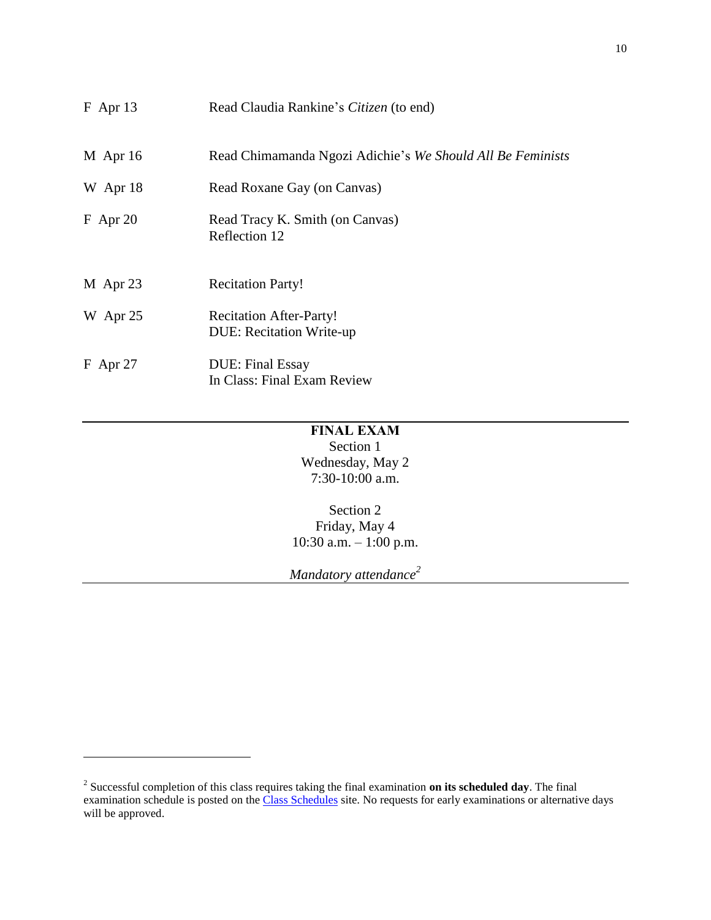| | |
|---|---|
| F Apr 13 | Read Claudia Rankine's *Citizen* (to end) |
| M Apr 16 | Read Chimamanda Ngozi Adichie's *We Should All Be Feminists* |
| W Apr 18 | Read Roxane Gay (on Canvas) |
| F Apr 20 | Read Tracy K. Smith (on Canvas)<br>Reflection 12 |
| M Apr 23 | Recitation Party! |
| W Apr 25 | Recitation After-Party!<br>DUE: Recitation Write-up |
| F Apr 27 | DUE: Final Essay<br>In Class: Final Exam Review |

---

**FINAL EXAM**

Section 1
Wednesday, May 2
7:30-10:00 a.m.

Section 2
Friday, May 4
10:30 a.m. – 1:00 p.m.

*Mandatory attendance*[2]

---

[2] Successful completion of this class requires taking the final examination **on its scheduled day**. The final examination schedule is posted on the Class Schedules site. No requests for early examinations or alternative days will be approved.